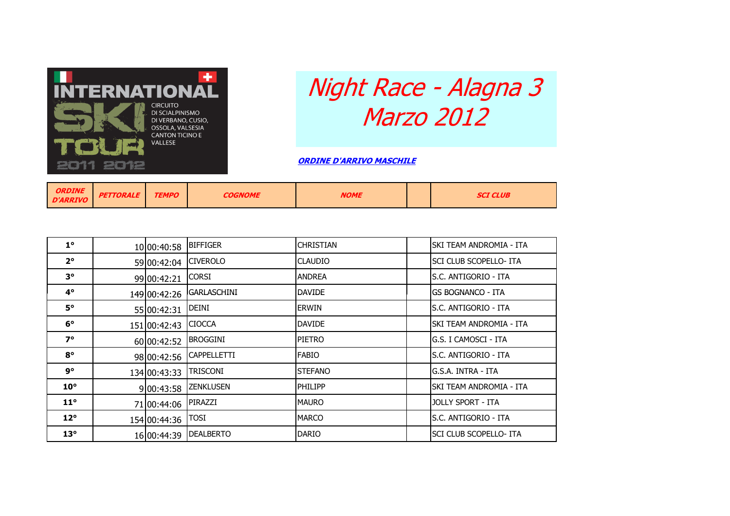INTERNATIONAL SKI TOUR 2011 2012

CIRCUITO DI SCIALPINISMO DI VERBANO, CUSIO, OSSOLA, VALSESIA CANTON TICINO E VALLESE

# *Night Race - Alagna 3 Marzo 2012*

***ORDINE D'ARRIVO MASCHILE***

| ORDINE D'ARRIVO | PETTORALE | TEMPO | COGNOME | NOME | | SCI CLUB |
|---|---|---|---|---|---|---|
| 1° | 10 | 00:40:58 | BIFFIGER | CHRISTIAN | | SKI TEAM ANDROMIA - ITA |
| 2° | 59 | 00:42:04 | CIVEROLO | CLAUDIO | | SCI CLUB SCOPELLO- ITA |
| 3° | 99 | 00:42:21 | CORSI | ANDREA | | S.C. ANTIGORIO - ITA |
| 4° | 149 | 00:42:26 | GARLASCHINI | DAVIDE | | GS BOGNANCO - ITA |
| 5° | 55 | 00:42:31 | DEINI | ERWIN | | S.C. ANTIGORIO - ITA |
| 6° | 151 | 00:42:43 | CIOCCA | DAVIDE | | SKI TEAM ANDROMIA - ITA |
| 7° | 60 | 00:42:52 | BROGGINI | PIETRO | | G.S. I CAMOSCI - ITA |
| 8° | 98 | 00:42:56 | CAPPELLETTI | FABIO | | S.C. ANTIGORIO - ITA |
| 9° | 134 | 00:43:33 | TRISCONI | STEFANO | | G.S.A. INTRA - ITA |
| 10° | 9 | 00:43:58 | ZENKLUSEN | PHILIPP | | SKI TEAM ANDROMIA - ITA |
| 11° | 71 | 00:44:06 | PIRAZZI | MAURO | | JOLLY SPORT - ITA |
| 12° | 154 | 00:44:36 | TOSI | MARCO | | S.C. ANTIGORIO - ITA |
| 13° | 16 | 00:44:39 | DEALBERTO | DARIO | | SCI CLUB SCOPELLO- ITA |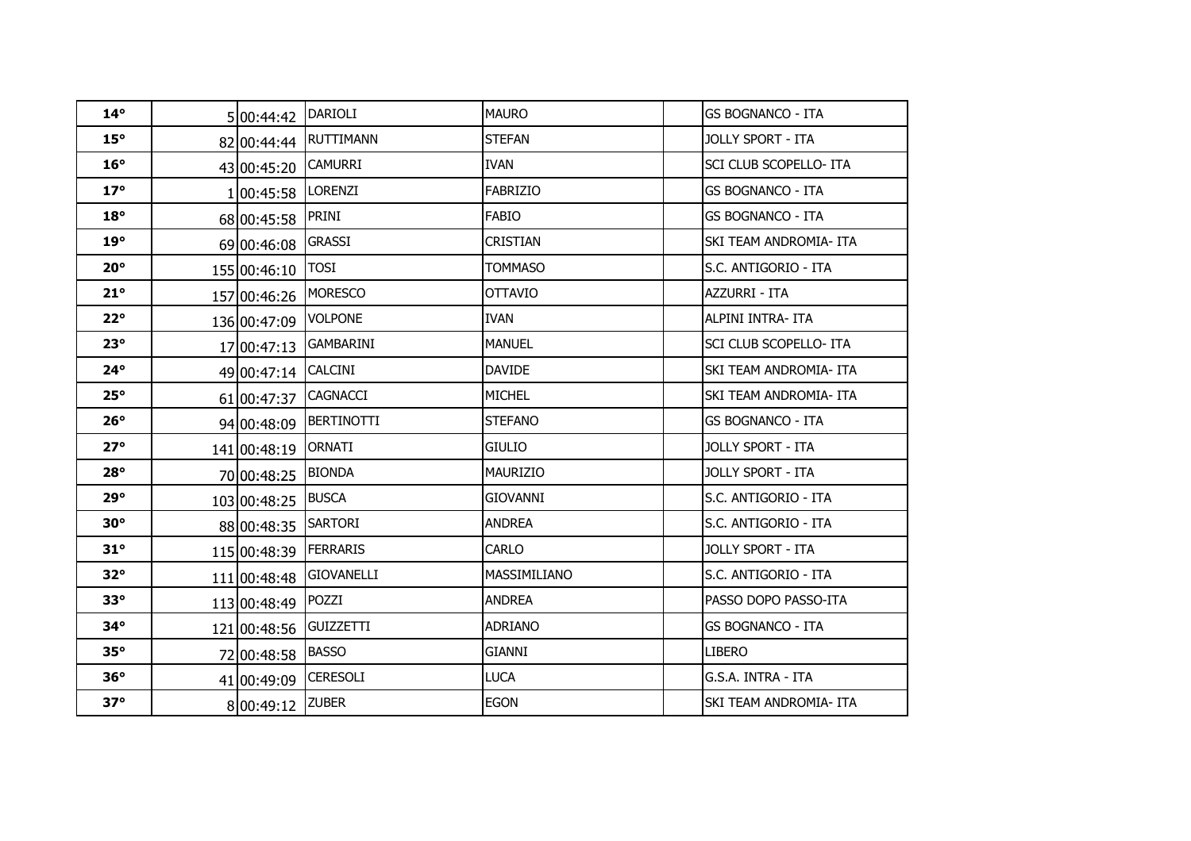| | | | | | | |
|---|---|---|---|---|---|---|
| **14°** | 5 | 00:44:42 | DARIOLI | MAURO | | GS BOGNANCO - ITA |
| **15°** | 82 | 00:44:44 | RUTTIMANN | STEFAN | | JOLLY SPORT - ITA |
| **16°** | 43 | 00:45:20 | CAMURRI | IVAN | | SCI CLUB SCOPELLO- ITA |
| **17°** | 1 | 00:45:58 | LORENZI | FABRIZIO | | GS BOGNANCO - ITA |
| **18°** | 68 | 00:45:58 | PRINI | FABIO | | GS BOGNANCO - ITA |
| **19°** | 69 | 00:46:08 | GRASSI | CRISTIAN | | SKI TEAM ANDROMIA- ITA |
| **20°** | 155 | 00:46:10 | TOSI | TOMMASO | | S.C. ANTIGORIO - ITA |
| **21°** | 157 | 00:46:26 | MORESCO | OTTAVIO | | AZZURRI - ITA |
| **22°** | 136 | 00:47:09 | VOLPONE | IVAN | | ALPINI INTRA- ITA |
| **23°** | 17 | 00:47:13 | GAMBARINI | MANUEL | | SCI CLUB SCOPELLO- ITA |
| **24°** | 49 | 00:47:14 | CALCINI | DAVIDE | | SKI TEAM ANDROMIA- ITA |
| **25°** | 61 | 00:47:37 | CAGNACCI | MICHEL | | SKI TEAM ANDROMIA- ITA |
| **26°** | 94 | 00:48:09 | BERTINOTTI | STEFANO | | GS BOGNANCO - ITA |
| **27°** | 141 | 00:48:19 | ORNATI | GIULIO | | JOLLY SPORT - ITA |
| **28°** | 70 | 00:48:25 | BIONDA | MAURIZIO | | JOLLY SPORT - ITA |
| **29°** | 103 | 00:48:25 | BUSCA | GIOVANNI | | S.C. ANTIGORIO - ITA |
| **30°** | 88 | 00:48:35 | SARTORI | ANDREA | | S.C. ANTIGORIO - ITA |
| **31°** | 115 | 00:48:39 | FERRARIS | CARLO | | JOLLY SPORT - ITA |
| **32°** | 111 | 00:48:48 | GIOVANELLI | MASSIMILIANO | | S.C. ANTIGORIO - ITA |
| **33°** | 113 | 00:48:49 | POZZI | ANDREA | | PASSO DOPO PASSO-ITA |
| **34°** | 121 | 00:48:56 | GUIZZETTI | ADRIANO | | GS BOGNANCO - ITA |
| **35°** | 72 | 00:48:58 | BASSO | GIANNI | | LIBERO |
| **36°** | 41 | 00:49:09 | CERESOLI | LUCA | | G.S.A. INTRA - ITA |
| **37°** | 8 | 00:49:12 | ZUBER | EGON | | SKI TEAM ANDROMIA- ITA |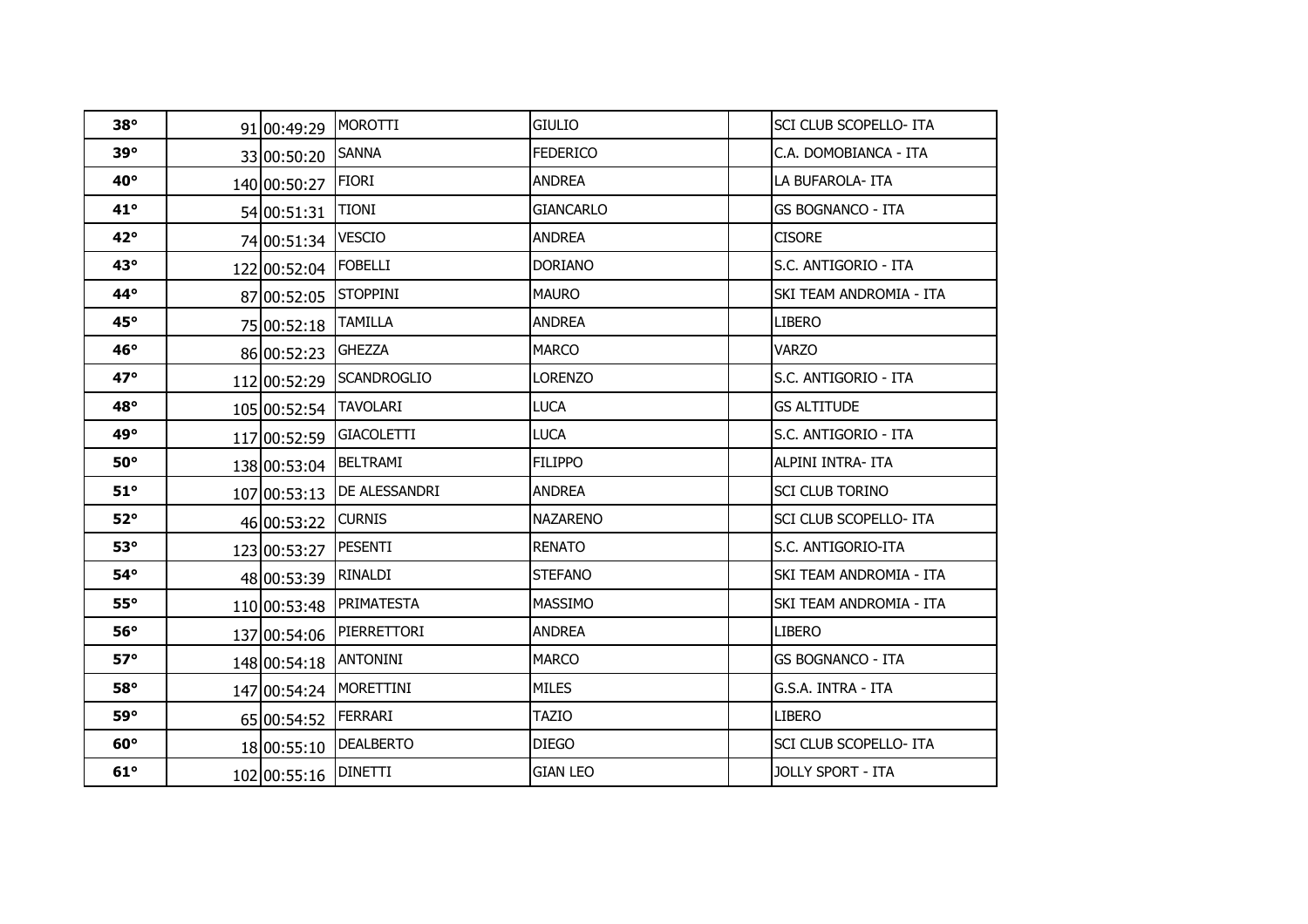| | | | | | | |
|---|---|---|---|---|---|---|
| **38°** | 91 | 00:49:29 | MOROTTI | GIULIO | | SCI CLUB SCOPELLO- ITA |
| **39°** | 33 | 00:50:20 | SANNA | FEDERICO | | C.A. DOMOBIANCA - ITA |
| **40°** | 140 | 00:50:27 | FIORI | ANDREA | | LA BUFAROLA- ITA |
| **41°** | 54 | 00:51:31 | TIONI | GIANCARLO | | GS BOGNANCO - ITA |
| **42°** | 74 | 00:51:34 | VESCIO | ANDREA | | CISORE |
| **43°** | 122 | 00:52:04 | FOBELLI | DORIANO | | S.C. ANTIGORIO - ITA |
| **44°** | 87 | 00:52:05 | STOPPINI | MAURO | | SKI TEAM ANDROMIA - ITA |
| **45°** | 75 | 00:52:18 | TAMILLA | ANDREA | | LIBERO |
| **46°** | 86 | 00:52:23 | GHEZZA | MARCO | | VARZO |
| **47°** | 112 | 00:52:29 | SCANDROGLIO | LORENZO | | S.C. ANTIGORIO - ITA |
| **48°** | 105 | 00:52:54 | TAVOLARI | LUCA | | GS ALTITUDE |
| **49°** | 117 | 00:52:59 | GIACOLETTI | LUCA | | S.C. ANTIGORIO - ITA |
| **50°** | 138 | 00:53:04 | BELTRAMI | FILIPPO | | ALPINI INTRA- ITA |
| **51°** | 107 | 00:53:13 | DE ALESSANDRI | ANDREA | | SCI CLUB TORINO |
| **52°** | 46 | 00:53:22 | CURNIS | NAZARENO | | SCI CLUB SCOPELLO- ITA |
| **53°** | 123 | 00:53:27 | PESENTI | RENATO | | S.C. ANTIGORIO-ITA |
| **54°** | 48 | 00:53:39 | RINALDI | STEFANO | | SKI TEAM ANDROMIA - ITA |
| **55°** | 110 | 00:53:48 | PRIMATESTA | MASSIMO | | SKI TEAM ANDROMIA - ITA |
| **56°** | 137 | 00:54:06 | PIERRETTORI | ANDREA | | LIBERO |
| **57°** | 148 | 00:54:18 | ANTONINI | MARCO | | GS BOGNANCO - ITA |
| **58°** | 147 | 00:54:24 | MORETTINI | MILES | | G.S.A. INTRA - ITA |
| **59°** | 65 | 00:54:52 | FERRARI | TAZIO | | LIBERO |
| **60°** | 18 | 00:55:10 | DEALBERTO | DIEGO | | SCI CLUB SCOPELLO- ITA |
| **61°** | 102 | 00:55:16 | DINETTI | GIAN LEO | | JOLLY SPORT - ITA |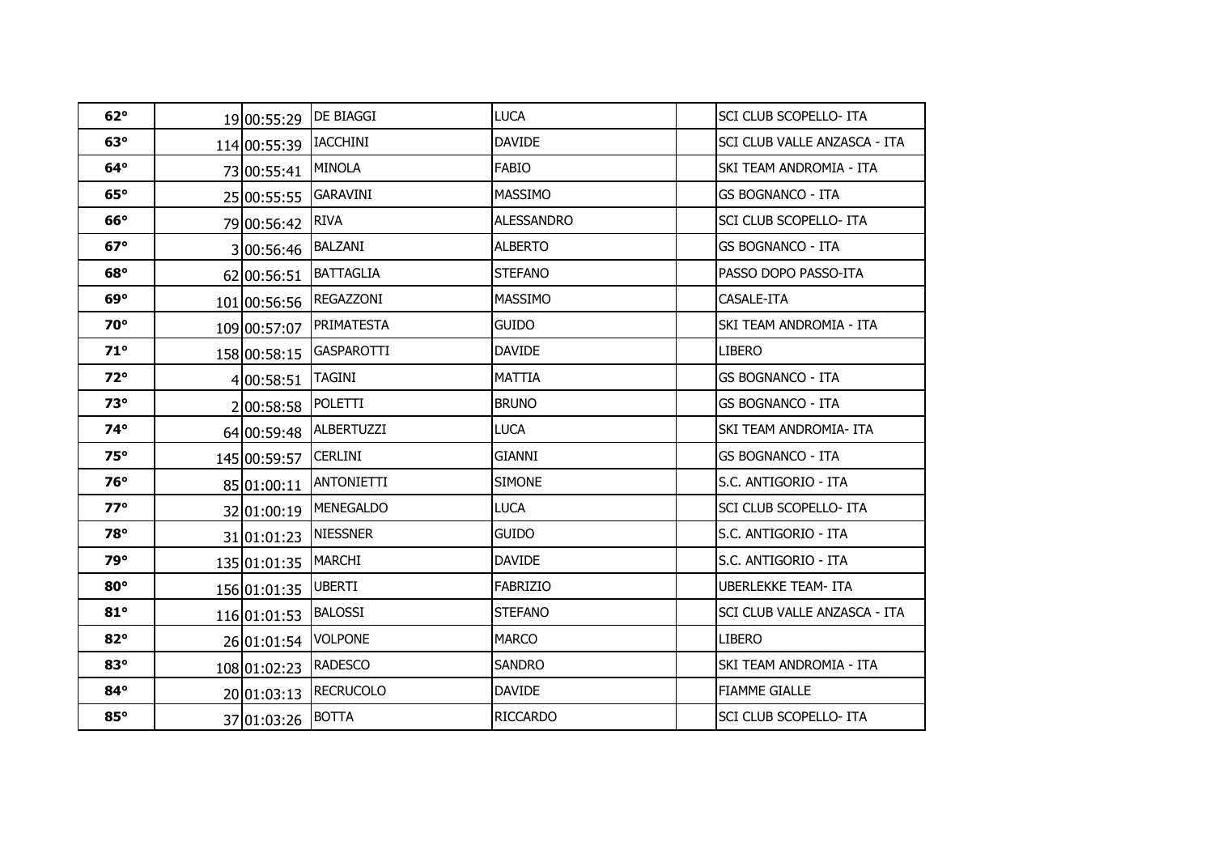| 62° | 19 | 00:55:29 | DE BIAGGI | LUCA | | SCI CLUB SCOPELLO- ITA |
|---|---|---|---|---|---|---|
| 63° | 114 | 00:55:39 | IACCHINI | DAVIDE | | SCI CLUB VALLE ANZASCA - ITA |
| 64° | 73 | 00:55:41 | MINOLA | FABIO | | SKI TEAM ANDROMIA - ITA |
| 65° | 25 | 00:55:55 | GARAVINI | MASSIMO | | GS BOGNANCO - ITA |
| 66° | 79 | 00:56:42 | RIVA | ALESSANDRO | | SCI CLUB SCOPELLO- ITA |
| 67° | 3 | 00:56:46 | BALZANI | ALBERTO | | GS BOGNANCO - ITA |
| 68° | 62 | 00:56:51 | BATTAGLIA | STEFANO | | PASSO DOPO PASSO-ITA |
| 69° | 101 | 00:56:56 | REGAZZONI | MASSIMO | | CASALE-ITA |
| 70° | 109 | 00:57:07 | PRIMATESTA | GUIDO | | SKI TEAM ANDROMIA - ITA |
| 71° | 158 | 00:58:15 | GASPAROTTI | DAVIDE | | LIBERO |
| 72° | 4 | 00:58:51 | TAGINI | MATTIA | | GS BOGNANCO - ITA |
| 73° | 2 | 00:58:58 | POLETTI | BRUNO | | GS BOGNANCO - ITA |
| 74° | 64 | 00:59:48 | ALBERTUZZI | LUCA | | SKI TEAM ANDROMIA- ITA |
| 75° | 145 | 00:59:57 | CERLINI | GIANNI | | GS BOGNANCO - ITA |
| 76° | 85 | 01:00:11 | ANTONIETTI | SIMONE | | S.C. ANTIGORIO - ITA |
| 77° | 32 | 01:00:19 | MENEGALDO | LUCA | | SCI CLUB SCOPELLO- ITA |
| 78° | 31 | 01:01:23 | NIESSNER | GUIDO | | S.C. ANTIGORIO - ITA |
| 79° | 135 | 01:01:35 | MARCHI | DAVIDE | | S.C. ANTIGORIO - ITA |
| 80° | 156 | 01:01:35 | UBERTI | FABRIZIO | | UBERLEKKE TEAM- ITA |
| 81° | 116 | 01:01:53 | BALOSSI | STEFANO | | SCI CLUB VALLE ANZASCA - ITA |
| 82° | 26 | 01:01:54 | VOLPONE | MARCO | | LIBERO |
| 83° | 108 | 01:02:23 | RADESCO | SANDRO | | SKI TEAM ANDROMIA - ITA |
| 84° | 20 | 01:03:13 | RECRUCOLO | DAVIDE | | FIAMME GIALLE |
| 85° | 37 | 01:03:26 | BOTTA | RICCARDO | | SCI CLUB SCOPELLO- ITA |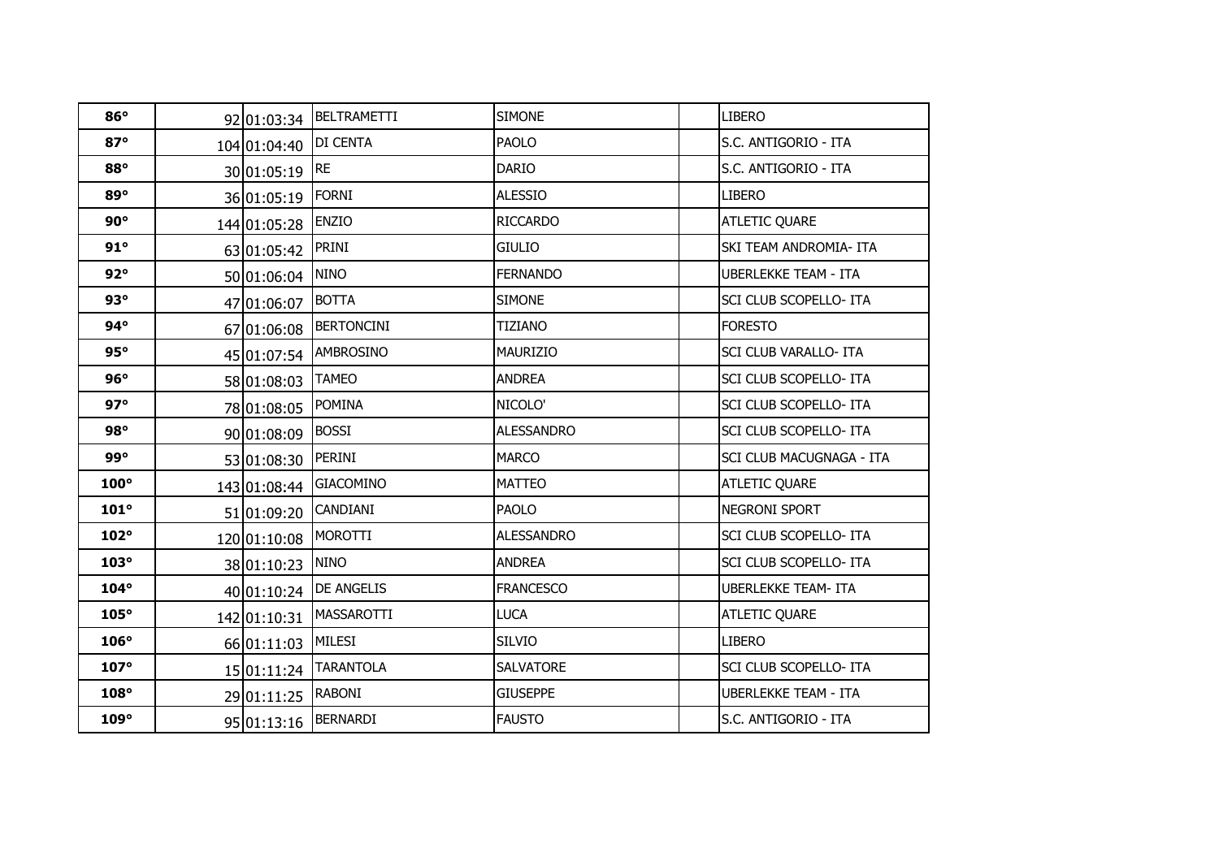| | | | | | | |
|---|---|---|---|---|---|---|
| **86°** | 92 | 01:03:34 | BELTRAMETTI | SIMONE | | LIBERO |
| **87°** | 104 | 01:04:40 | DI CENTA | PAOLO | | S.C. ANTIGORIO - ITA |
| **88°** | 30 | 01:05:19 | RE | DARIO | | S.C. ANTIGORIO - ITA |
| **89°** | 36 | 01:05:19 | FORNI | ALESSIO | | LIBERO |
| **90°** | 144 | 01:05:28 | ENZIO | RICCARDO | | ATLETIC QUARE |
| **91°** | 63 | 01:05:42 | PRINI | GIULIO | | SKI TEAM ANDROMIA- ITA |
| **92°** | 50 | 01:06:04 | NINO | FERNANDO | | UBERLEKKE TEAM - ITA |
| **93°** | 47 | 01:06:07 | BOTTA | SIMONE | | SCI CLUB SCOPELLO- ITA |
| **94°** | 67 | 01:06:08 | BERTONCINI | TIZIANO | | FORESTO |
| **95°** | 45 | 01:07:54 | AMBROSINO | MAURIZIO | | SCI CLUB VARALLO- ITA |
| **96°** | 58 | 01:08:03 | TAMEO | ANDREA | | SCI CLUB SCOPELLO- ITA |
| **97°** | 78 | 01:08:05 | POMINA | NICOLO' | | SCI CLUB SCOPELLO- ITA |
| **98°** | 90 | 01:08:09 | BOSSI | ALESSANDRO | | SCI CLUB SCOPELLO- ITA |
| **99°** | 53 | 01:08:30 | PERINI | MARCO | | SCI CLUB MACUGNAGA - ITA |
| **100°** | 143 | 01:08:44 | GIACOMINO | MATTEO | | ATLETIC QUARE |
| **101°** | 51 | 01:09:20 | CANDIANI | PAOLO | | NEGRONI SPORT |
| **102°** | 120 | 01:10:08 | MOROTTI | ALESSANDRO | | SCI CLUB SCOPELLO- ITA |
| **103°** | 38 | 01:10:23 | NINO | ANDREA | | SCI CLUB SCOPELLO- ITA |
| **104°** | 40 | 01:10:24 | DE ANGELIS | FRANCESCO | | UBERLEKKE TEAM- ITA |
| **105°** | 142 | 01:10:31 | MASSAROTTI | LUCA | | ATLETIC QUARE |
| **106°** | 66 | 01:11:03 | MILESI | SILVIO | | LIBERO |
| **107°** | 15 | 01:11:24 | TARANTOLA | SALVATORE | | SCI CLUB SCOPELLO- ITA |
| **108°** | 29 | 01:11:25 | RABONI | GIUSEPPE | | UBERLEKKE TEAM - ITA |
| **109°** | 95 | 01:13:16 | BERNARDI | FAUSTO | | S.C. ANTIGORIO - ITA |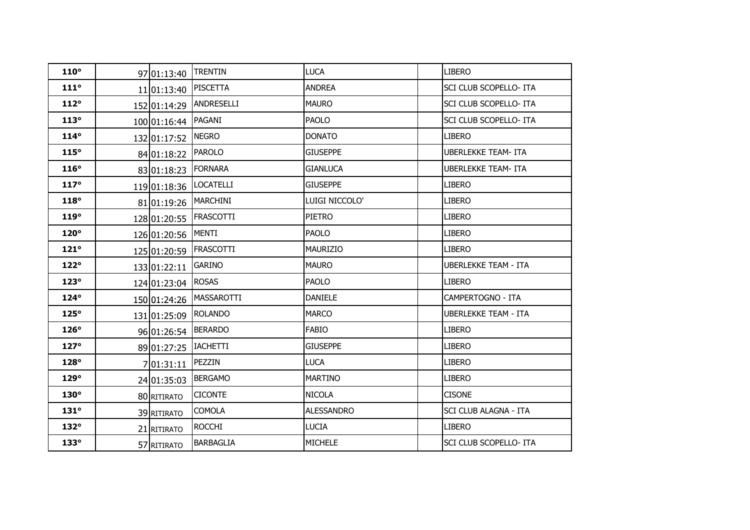| | | | | | | |
|---|---|---|---|---|---|---|
| **110°** | 97 | 01:13:40 | TRENTIN | LUCA | | LIBERO |
| **111°** | 11 | 01:13:40 | PISCETTA | ANDREA | | SCI CLUB SCOPELLO- ITA |
| **112°** | 152 | 01:14:29 | ANDRESELLI | MAURO | | SCI CLUB SCOPELLO- ITA |
| **113°** | 100 | 01:16:44 | PAGANI | PAOLO | | SCI CLUB SCOPELLO- ITA |
| **114°** | 132 | 01:17:52 | NEGRO | DONATO | | LIBERO |
| **115°** | 84 | 01:18:22 | PAROLO | GIUSEPPE | | UBERLEKKE TEAM- ITA |
| **116°** | 83 | 01:18:23 | FORNARA | GIANLUCA | | UBERLEKKE TEAM- ITA |
| **117°** | 119 | 01:18:36 | LOCATELLI | GIUSEPPE | | LIBERO |
| **118°** | 81 | 01:19:26 | MARCHINI | LUIGI NICCOLO' | | LIBERO |
| **119°** | 128 | 01:20:55 | FRASCOTTI | PIETRO | | LIBERO |
| **120°** | 126 | 01:20:56 | MENTI | PAOLO | | LIBERO |
| **121°** | 125 | 01:20:59 | FRASCOTTI | MAURIZIO | | LIBERO |
| **122°** | 133 | 01:22:11 | GARINO | MAURO | | UBERLEKKE TEAM - ITA |
| **123°** | 124 | 01:23:04 | ROSAS | PAOLO | | LIBERO |
| **124°** | 150 | 01:24:26 | MASSAROTTI | DANIELE | | CAMPERTOGNO - ITA |
| **125°** | 131 | 01:25:09 | ROLANDO | MARCO | | UBERLEKKE TEAM - ITA |
| **126°** | 96 | 01:26:54 | BERARDO | FABIO | | LIBERO |
| **127°** | 89 | 01:27:25 | IACHETTI | GIUSEPPE | | LIBERO |
| **128°** | 7 | 01:31:11 | PEZZIN | LUCA | | LIBERO |
| **129°** | 24 | 01:35:03 | BERGAMO | MARTINO | | LIBERO |
| **130°** | 80 | RITIRATO | CICONTE | NICOLA | | CISONE |
| **131°** | 39 | RITIRATO | COMOLA | ALESSANDRO | | SCI CLUB ALAGNA - ITA |
| **132°** | 21 | RITIRATO | ROCCHI | LUCIA | | LIBERO |
| **133°** | 57 | RITIRATO | BARBAGLIA | MICHELE | | SCI CLUB SCOPELLO- ITA |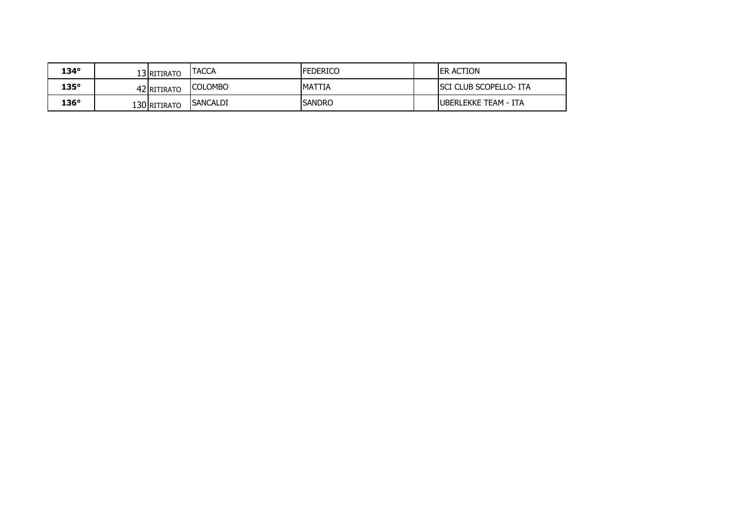| | | | | | | |
|---|---|---|---|---|---|---|
| **134°** | 13 | RITIRATO | TACCA | FEDERICO | | ER ACTION |
| **135°** | 42 | RITIRATO | COLOMBO | MATTIA | | SCI CLUB SCOPELLO- ITA |
| **136°** | 130 | RITIRATO | SANCALDI | SANDRO | | UBERLEKKE TEAM - ITA |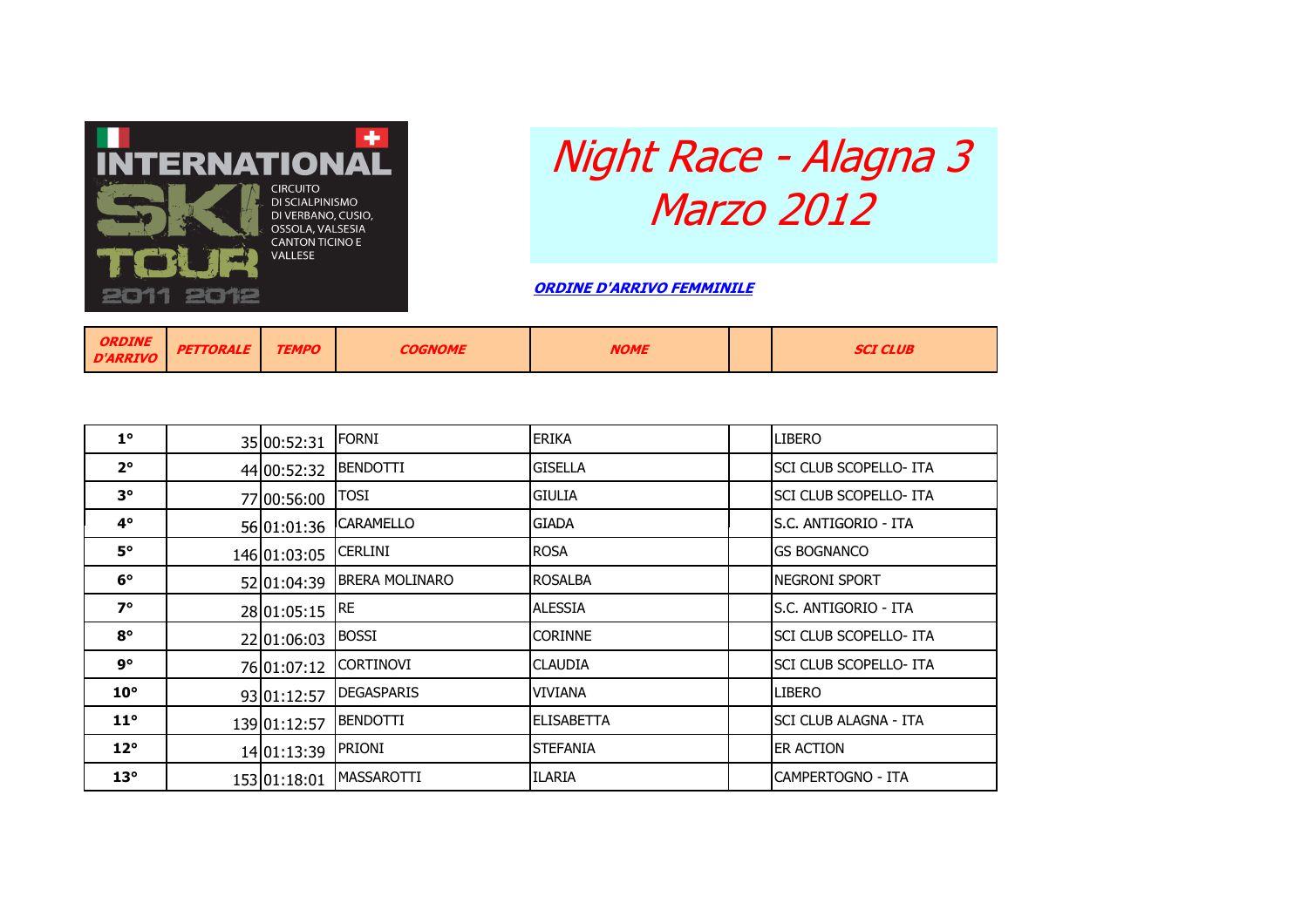INTERNATIONAL SKI TOUR

CIRCUITO DI SCIALPINISMO DI VERBANO, CUSIO, OSSOLA, VALSESIA CANTON TICINO E VALLESE

2011 2012

# Night Race - Alagna 3 Marzo 2012

**ORDINE D'ARRIVO FEMMINILE**

| ORDINE D'ARRIVO | PETTORALE | TEMPO | COGNOME | NOME | | SCI CLUB |
|---|---|---|---|---|---|---|
| 1° | 35 | 00:52:31 | FORNI | ERIKA | | LIBERO |
| 2° | 44 | 00:52:32 | BENDOTTI | GISELLA | | SCI CLUB SCOPELLO- ITA |
| 3° | 77 | 00:56:00 | TOSI | GIULIA | | SCI CLUB SCOPELLO- ITA |
| 4° | 56 | 01:01:36 | CARAMELLO | GIADA | | S.C. ANTIGORIO - ITA |
| 5° | 146 | 01:03:05 | CERLINI | ROSA | | GS BOGNANCO |
| 6° | 52 | 01:04:39 | BRERA MOLINARO | ROSALBA | | NEGRONI SPORT |
| 7° | 28 | 01:05:15 | RE | ALESSIA | | S.C. ANTIGORIO - ITA |
| 8° | 22 | 01:06:03 | BOSSI | CORINNE | | SCI CLUB SCOPELLO- ITA |
| 9° | 76 | 01:07:12 | CORTINOVI | CLAUDIA | | SCI CLUB SCOPELLO- ITA |
| 10° | 93 | 01:12:57 | DEGASPARIS | VIVIANA | | LIBERO |
| 11° | 139 | 01:12:57 | BENDOTTI | ELISABETTA | | SCI CLUB ALAGNA - ITA |
| 12° | 14 | 01:13:39 | PRIONI | STEFANIA | | ER ACTION |
| 13° | 153 | 01:18:01 | MASSAROTTI | ILARIA | | CAMPERTOGNO - ITA |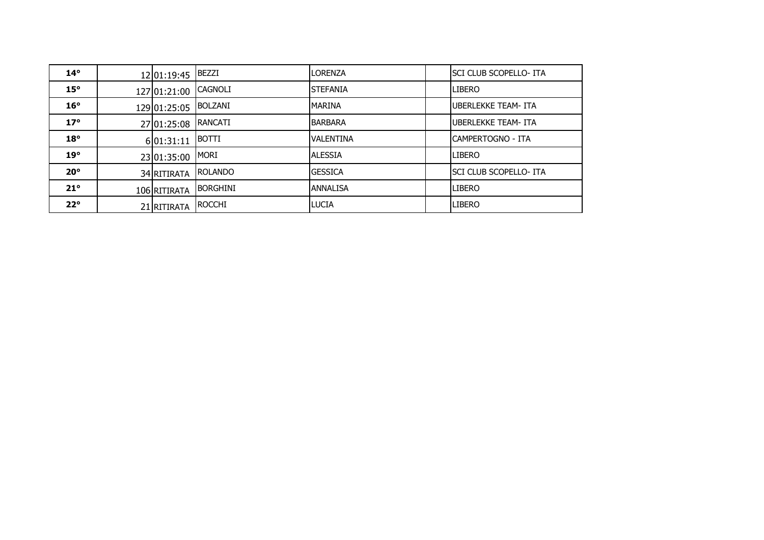| | | | | | | |
|---|---|---|---|---|---|---|
| **14°** | 12 | 01:19:45 | BEZZI | LORENZA | | SCI CLUB SCOPELLO- ITA |
| **15°** | 127 | 01:21:00 | CAGNOLI | STEFANIA | | LIBERO |
| **16°** | 129 | 01:25:05 | BOLZANI | MARINA | | UBERLEKKE TEAM- ITA |
| **17°** | 27 | 01:25:08 | RANCATI | BARBARA | | UBERLEKKE TEAM- ITA |
| **18°** | 6 | 01:31:11 | BOTTI | VALENTINA | | CAMPERTOGNO - ITA |
| **19°** | 23 | 01:35:00 | MORI | ALESSIA | | LIBERO |
| **20°** | 34 | RITIRATA | ROLANDO | GESSICA | | SCI CLUB SCOPELLO- ITA |
| **21°** | 106 | RITIRATA | BORGHINI | ANNALISA | | LIBERO |
| **22°** | 21 | RITIRATA | ROCCHI | LUCIA | | LIBERO |